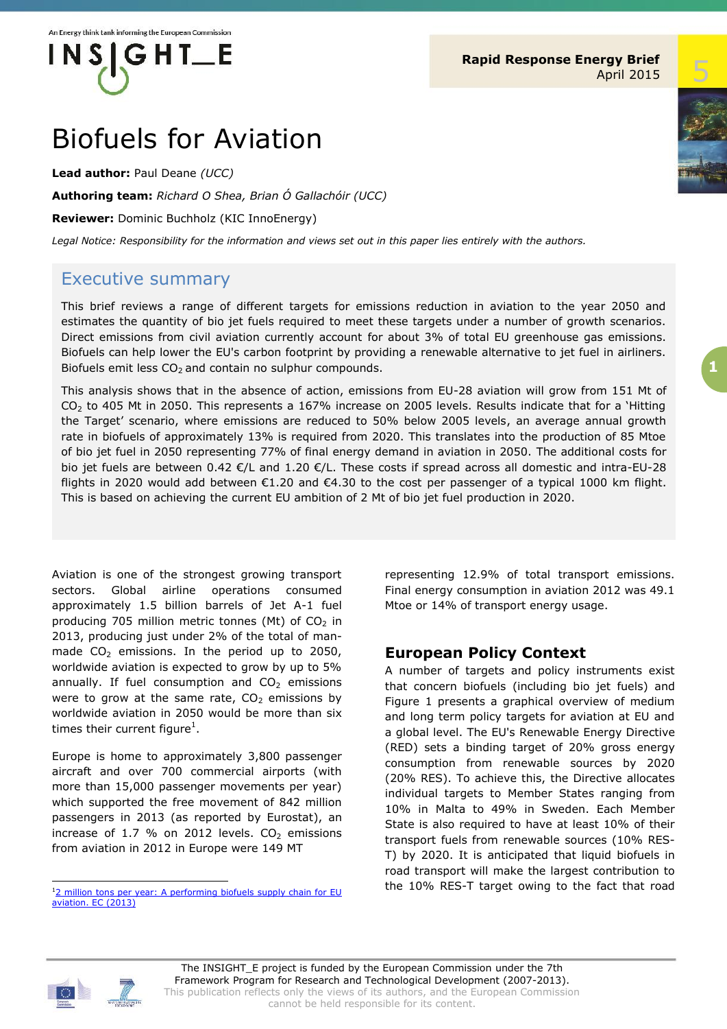An Energy think tank informing the European Commission

INSIGHT_E

Rapid Response Energy Brief
April 2015

# Biofuels for Aviation

**Lead author:** Paul Deane *(UCC)*

**Authoring team:** *Richard O Shea, Brian Ó Gallachóir (UCC)*

**Reviewer:** Dominic Buchholz (KIC InnoEnergy)

*Legal Notice: Responsibility for the information and views set out in this paper lies entirely with the authors.*

## Executive summary

This brief reviews a range of different targets for emissions reduction in aviation to the year 2050 and estimates the quantity of bio jet fuels required to meet these targets under a number of growth scenarios. Direct emissions from civil aviation currently account for about 3% of total EU greenhouse gas emissions. Biofuels can help lower the EU's carbon footprint by providing a renewable alternative to jet fuel in airliners. Biofuels emit less $CO_2$ and contain no sulphur compounds.

This analysis shows that in the absence of action, emissions from EU-28 aviation will grow from 151 Mt of $CO_2$ to 405 Mt in 2050. This represents a 167% increase on 2005 levels. Results indicate that for a 'Hitting the Target' scenario, where emissions are reduced to 50% below 2005 levels, an average annual growth rate in biofuels of approximately 13% is required from 2020. This translates into the production of 85 Mtoe of bio jet fuel in 2050 representing 77% of final energy demand in aviation in 2050. The additional costs for bio jet fuels are between 0.42 €/L and 1.20 €/L. These costs if spread across all domestic and intra-EU-28 flights in 2020 would add between €1.20 and €4.30 to the cost per passenger of a typical 1000 km flight. This is based on achieving the current EU ambition of 2 Mt of bio jet fuel production in 2020.

Aviation is one of the strongest growing transport sectors. Global airline operations consumed approximately 1.5 billion barrels of Jet A-1 fuel producing 705 million metric tonnes (Mt) of $CO_2$ in 2013, producing just under 2% of the total of man-made $CO_2$ emissions. In the period up to 2050, worldwide aviation is expected to grow by up to 5% annually. If fuel consumption and $CO_2$ emissions were to grow at the same rate, $CO_2$ emissions by worldwide aviation in 2050 would be more than six times their current figure[1].

Europe is home to approximately 3,800 passenger aircraft and over 700 commercial airports (with more than 15,000 passenger movements per year) which supported the free movement of 842 million passengers in 2013 (as reported by Eurostat), an increase of 1.7 % on 2012 levels. $CO_2$ emissions from aviation in 2012 in Europe were 149 MT representing 12.9% of total transport emissions. Final energy consumption in aviation 2012 was 49.1 Mtoe or 14% of transport energy usage.

## European Policy Context

A number of targets and policy instruments exist that concern biofuels (including bio jet fuels) and Figure 1 presents a graphical overview of medium and long term policy targets for aviation at EU and a global level. The EU's Renewable Energy Directive (RED) sets a binding target of 20% gross energy consumption from renewable sources by 2020 (20% RES). To achieve this, the Directive allocates individual targets to Member States ranging from 10% in Malta to 49% in Sweden. Each Member State is also required to have at least 10% of their transport fuels from renewable sources (10% RES-T) by 2020. It is anticipated that liquid biofuels in road transport will make the largest contribution to the 10% RES-T target owing to the fact that road

[1] 2 million tons per year: A performing biofuels supply chain for EU aviation. EC (2013)

The INSIGHT_E project is funded by the European Commission under the 7th Framework Program for Research and Technological Development (2007-2013). This publication reflects only the views of its authors, and the European Commission cannot be held responsible for its content.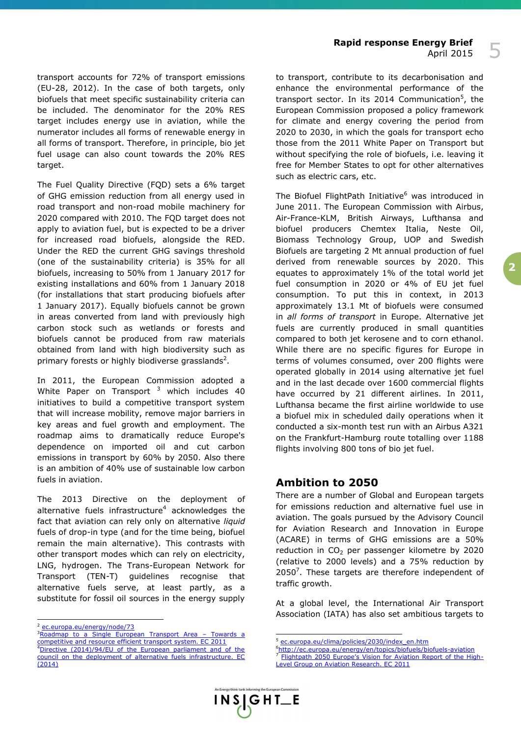transport accounts for 72% of transport emissions (EU-28, 2012). In the case of both targets, only biofuels that meet specific sustainability criteria can be included. The denominator for the 20% RES target includes energy use in aviation, while the numerator includes all forms of renewable energy in all forms of transport. Therefore, in principle, bio jet fuel usage can also count towards the 20% RES target.

The Fuel Quality Directive (FQD) sets a 6% target of GHG emission reduction from all energy used in road transport and non-road mobile machinery for 2020 compared with 2010. The FQD target does not apply to aviation fuel, but is expected to be a driver for increased road biofuels, alongside the RED. Under the RED the current GHG savings threshold (one of the sustainability criteria) is 35% for all biofuels, increasing to 50% from 1 January 2017 for existing installations and 60% from 1 January 2018 (for installations that start producing biofuels after 1 January 2017). Equally biofuels cannot be grown in areas converted from land with previously high carbon stock such as wetlands or forests and biofuels cannot be produced from raw materials obtained from land with high biodiversity such as primary forests or highly biodiverse grasslands[2].

In 2011, the European Commission adopted a White Paper on Transport [3] which includes 40 initiatives to build a competitive transport system that will increase mobility, remove major barriers in key areas and fuel growth and employment. The roadmap aims to dramatically reduce Europe's dependence on imported oil and cut carbon emissions in transport by 60% by 2050. Also there is an ambition of 40% use of sustainable low carbon fuels in aviation.

The 2013 Directive on the deployment of alternative fuels infrastructure[4] acknowledges the fact that aviation can rely only on alternative *liquid* fuels of drop-in type (and for the time being, biofuel remain the main alternative). This contrasts with other transport modes which can rely on electricity, LNG, hydrogen. The Trans-European Network for Transport (TEN-T) guidelines recognise that alternative fuels serve, at least partly, as a substitute for fossil oil sources in the energy supply to transport, contribute to its decarbonisation and enhance the environmental performance of the transport sector. In its 2014 Communication[5], the European Commission proposed a policy framework for climate and energy covering the period from 2020 to 2030, in which the goals for transport echo those from the 2011 White Paper on Transport but without specifying the role of biofuels, i.e. leaving it free for Member States to opt for other alternatives such as electric cars, etc.

The Biofuel FlightPath Initiative[6] was introduced in June 2011. The European Commission with Airbus, Air-France-KLM, British Airways, Lufthansa and biofuel producers Chemtex Italia, Neste Oil, Biomass Technology Group, UOP and Swedish Biofuels are targeting 2 Mt annual production of fuel derived from renewable sources by 2020. This equates to approximately 1% of the total world jet fuel consumption in 2020 or 4% of EU jet fuel consumption. To put this in context, in 2013 approximately 13.1 Mt of biofuels were consumed in *all forms of transport* in Europe. Alternative jet fuels are currently produced in small quantities compared to both jet kerosene and to corn ethanol. While there are no specific figures for Europe in terms of volumes consumed, over 200 flights were operated globally in 2014 using alternative jet fuel and in the last decade over 1600 commercial flights have occurred by 21 different airlines. In 2011, Lufthansa became the first airline worldwide to use a biofuel mix in scheduled daily operations when it conducted a six-month test run with an Airbus A321 on the Frankfurt-Hamburg route totalling over 1188 flights involving 800 tons of bio jet fuel.

## Ambition to 2050

There are a number of Global and European targets for emissions reduction and alternative fuel use in aviation. The goals pursued by the Advisory Council for Aviation Research and Innovation in Europe (ACARE) in terms of GHG emissions are a 50% reduction in $CO_2$ per passenger kilometre by 2020 (relative to 2000 levels) and a 75% reduction by 2050[7]. These targets are therefore independent of traffic growth.

At a global level, the International Air Transport Association (IATA) has also set ambitious targets to

---

[2] ec.europa.eu/energy/node/73
[3] Roadmap to a Single European Transport Area – Towards a competitive and resource efficient transport system. EC 2011
[4] Directive (2014)/94/EU of the European parliament and of the council on the deployment of alternative fuels infrastructure. EC (2014)
[5] ec.europa.eu/clima/policies/2030/index_en.htm
[6] http://ec.europa.eu/energy/en/topics/biofuels/biofuels-aviation
[7] Flightpath 2050 Europe's Vision for Aviation Report of the High-Level Group on Aviation Research. EC 2011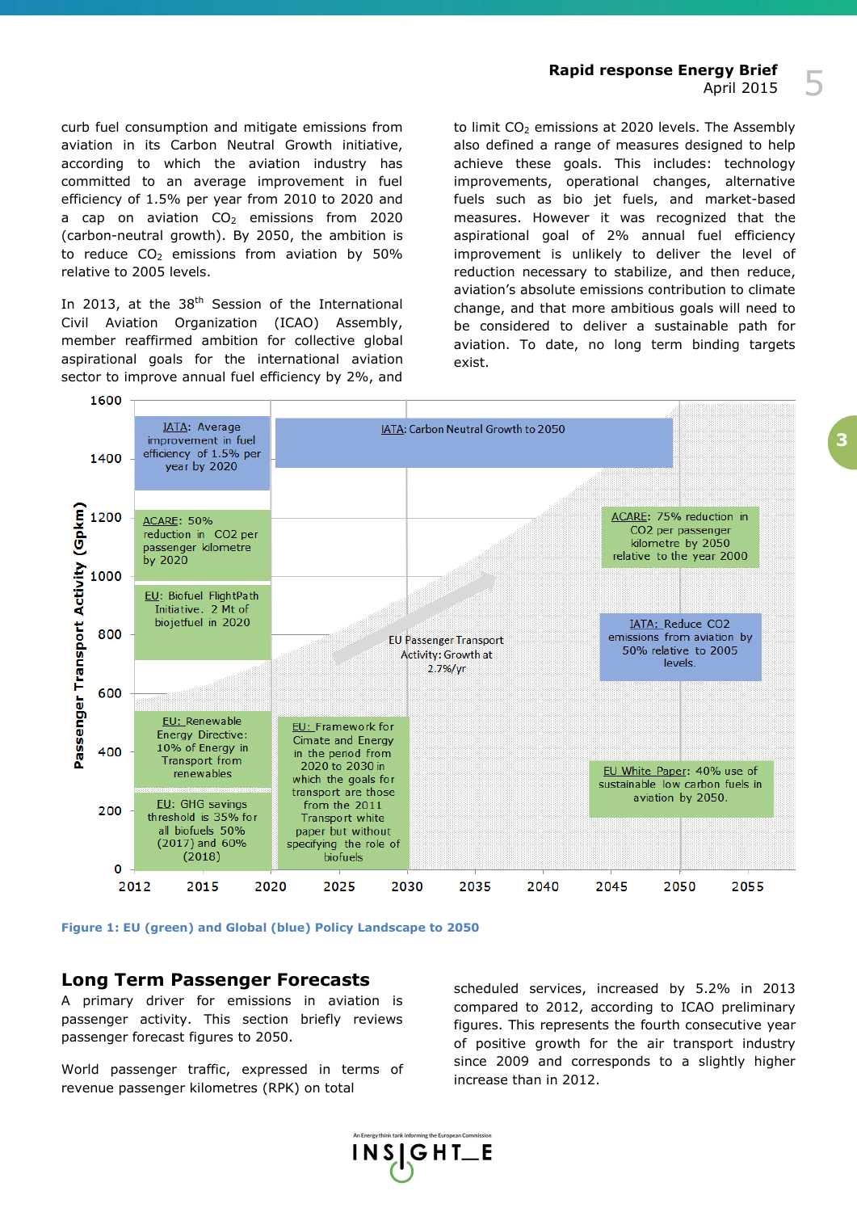curb fuel consumption and mitigate emissions from aviation in its Carbon Neutral Growth initiative, according to which the aviation industry has committed to an average improvement in fuel efficiency of 1.5% per year from 2010 to 2020 and a cap on aviation $CO_2$ emissions from 2020 (carbon-neutral growth). By 2050, the ambition is to reduce $CO_2$ emissions from aviation by 50% relative to 2005 levels.

In 2013, at the 38th Session of the International Civil Aviation Organization (ICAO) Assembly, member reaffirmed ambition for collective global aspirational goals for the international aviation sector to improve annual fuel efficiency by 2%, and to limit $CO_2$ emissions at 2020 levels. The Assembly also defined a range of measures designed to help achieve these goals. This includes: technology improvements, operational changes, alternative fuels such as bio jet fuels, and market-based measures. However it was recognized that the aspirational goal of 2% annual fuel efficiency improvement is unlikely to deliver the level of reduction necessary to stabilize, and then reduce, aviation's absolute emissions contribution to climate change, and that more ambitious goals will need to be considered to deliver a sustainable path for aviation. To date, no long term binding targets exist.

Passenger Transport Activity (Gpkm)

1600
1400
1200
1000
800
600
400
200
0

2012 2015 2020 2025 2030 2035 2040 2045 2050 2055

IATA: Average improvement in fuel efficiency of 1.5% per year by 2020

IATA: Carbon Neutral Growth to 2050

ACARE: 50% reduction in CO2 per passenger kilometre by 2020

EU: Biofuel FlightPath Initiative. 2 Mt of biojetfuel in 2020

EU: Renewable Energy Directive: 10% of Energy in Transport from renewables

EU: GHG savings threshold is 35% for all biofuels 50% (2017) and 60% (2018)

EU Passenger Transport Activity: Growth at 2.7%/yr

EU: Framework for Cimate and Energy in the period from 2020 to 2030 in which the goals for transport are those from the 2011 Transport white paper but without specifying the role of biofuels

ACARE: 75% reduction in CO2 per passenger kilometre by 2050 relative to the year 2000

IATA: Reduce CO2 emissions from aviation by 50% relative to 2005 levels.

EU White Paper: 40% use of sustainable low carbon fuels in aviation by 2050.

**Figure 1: EU (green) and Global (blue) Policy Landscape to 2050**

## Long Term Passenger Forecasts

A primary driver for emissions in aviation is passenger activity. This section briefly reviews passenger forecast figures to 2050.

World passenger traffic, expressed in terms of revenue passenger kilometres (RPK) on total scheduled services, increased by 5.2% in 2013 compared to 2012, according to ICAO preliminary figures. This represents the fourth consecutive year of positive growth for the air transport industry since 2009 and corresponds to a slightly higher increase than in 2012.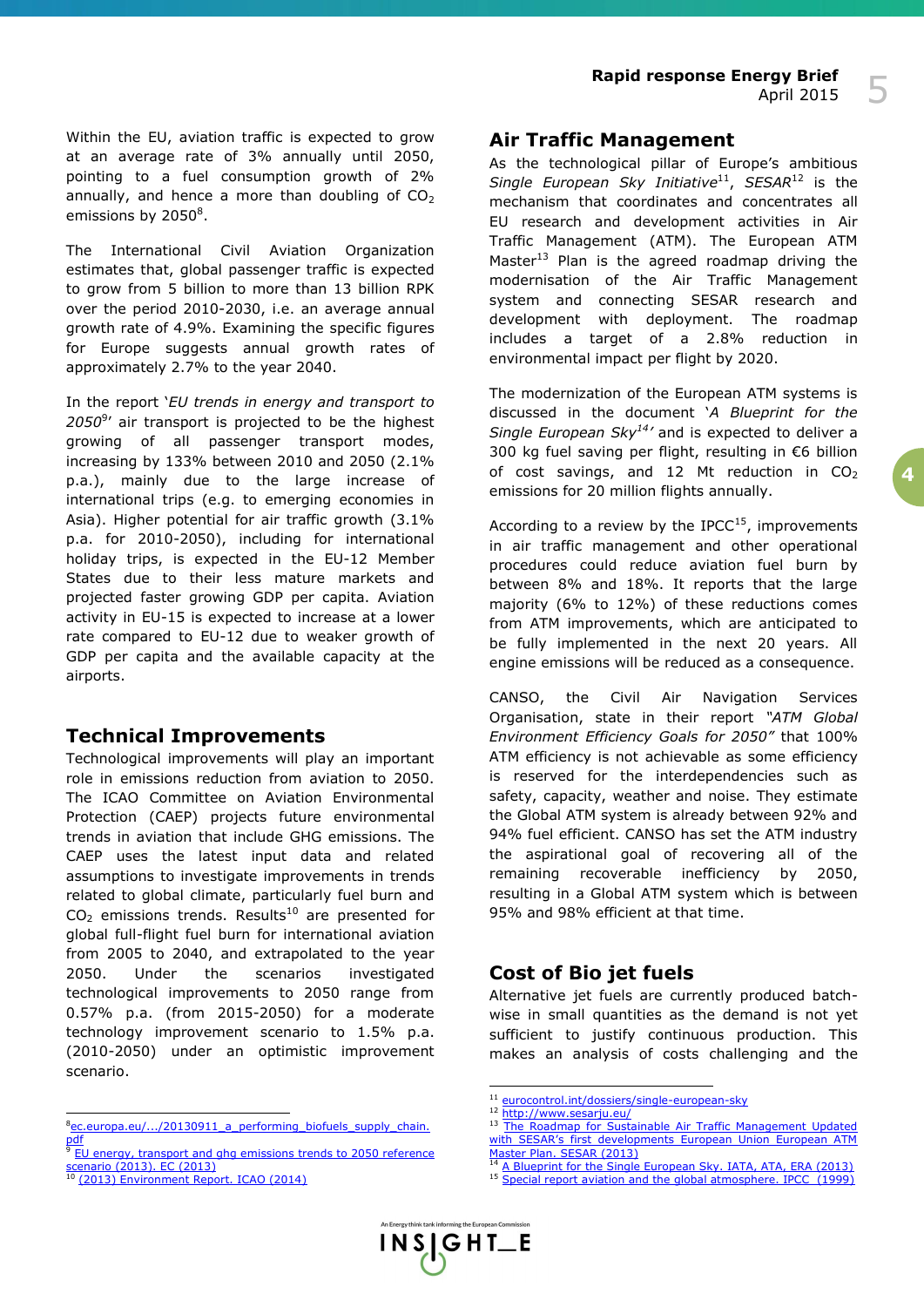Within the EU, aviation traffic is expected to grow at an average rate of 3% annually until 2050, pointing to a fuel consumption growth of 2% annually, and hence a more than doubling of $CO_2$ emissions by 2050[8].

The International Civil Aviation Organization estimates that, global passenger traffic is expected to grow from 5 billion to more than 13 billion RPK over the period 2010-2030, i.e. an average annual growth rate of 4.9%. Examining the specific figures for Europe suggests annual growth rates of approximately 2.7% to the year 2040.

In the report '*EU trends in energy and transport to 2050*[9]' air transport is projected to be the highest growing of all passenger transport modes, increasing by 133% between 2010 and 2050 (2.1% p.a.), mainly due to the large increase of international trips (e.g. to emerging economies in Asia). Higher potential for air traffic growth (3.1% p.a. for 2010-2050), including for international holiday trips, is expected in the EU-12 Member States due to their less mature markets and projected faster growing GDP per capita. Aviation activity in EU-15 is expected to increase at a lower rate compared to EU-12 due to weaker growth of GDP per capita and the available capacity at the airports.

## Technical Improvements

Technological improvements will play an important role in emissions reduction from aviation to 2050. The ICAO Committee on Aviation Environmental Protection (CAEP) projects future environmental trends in aviation that include GHG emissions. The CAEP uses the latest input data and related assumptions to investigate improvements in trends related to global climate, particularly fuel burn and $CO_2$ emissions trends. Results[10] are presented for global full-flight fuel burn for international aviation from 2005 to 2040, and extrapolated to the year 2050. Under the scenarios investigated technological improvements to 2050 range from 0.57% p.a. (from 2015-2050) for a moderate technology improvement scenario to 1.5% p.a. (2010-2050) under an optimistic improvement scenario.

## Air Traffic Management

As the technological pillar of Europe's ambitious *Single European Sky Initiative*[11], *SESAR*[12] is the mechanism that coordinates and concentrates all EU research and development activities in Air Traffic Management (ATM). The European ATM Master[13] Plan is the agreed roadmap driving the modernisation of the Air Traffic Management system and connecting SESAR research and development with deployment. The roadmap includes a target of a 2.8% reduction in environmental impact per flight by 2020.

The modernization of the European ATM systems is discussed in the document '*A Blueprint for the Single European Sky*[14]' and is expected to deliver a 300 kg fuel saving per flight, resulting in €6 billion of cost savings, and 12 Mt reduction in $CO_2$ emissions for 20 million flights annually.

According to a review by the IPCC[15], improvements in air traffic management and other operational procedures could reduce aviation fuel burn by between 8% and 18%. It reports that the large majority (6% to 12%) of these reductions comes from ATM improvements, which are anticipated to be fully implemented in the next 20 years. All engine emissions will be reduced as a consequence.

CANSO, the Civil Air Navigation Services Organisation, state in their report *"ATM Global Environment Efficiency Goals for 2050"* that 100% ATM efficiency is not achievable as some efficiency is reserved for the interdependencies such as safety, capacity, weather and noise. They estimate the Global ATM system is already between 92% and 94% fuel efficient. CANSO has set the ATM industry the aspirational goal of recovering all of the remaining recoverable inefficiency by 2050, resulting in a Global ATM system which is between 95% and 98% efficient at that time.

## Cost of Bio jet fuels

Alternative jet fuels are currently produced batch-wise in small quantities as the demand is not yet sufficient to justify continuous production. This makes an analysis of costs challenging and the

---

[8] ec.europa.eu/.../20130911_a_performing_biofuels_supply_chain.pdf
[9] EU energy, transport and ghg emissions trends to 2050 reference scenario (2013). EC (2013)
[10] (2013) Environment Report. ICAO (2014)
[11] eurocontrol.int/dossiers/single-european-sky
[12] http://www.sesarju.eu/
[13] The Roadmap for Sustainable Air Traffic Management Updated with SESAR's first developments European Union European ATM Master Plan. SESAR (2013)
[14] A Blueprint for the Single European Sky. IATA, ATA, ERA (2013)
[15] Special report aviation and the global atmosphere. IPCC (1999)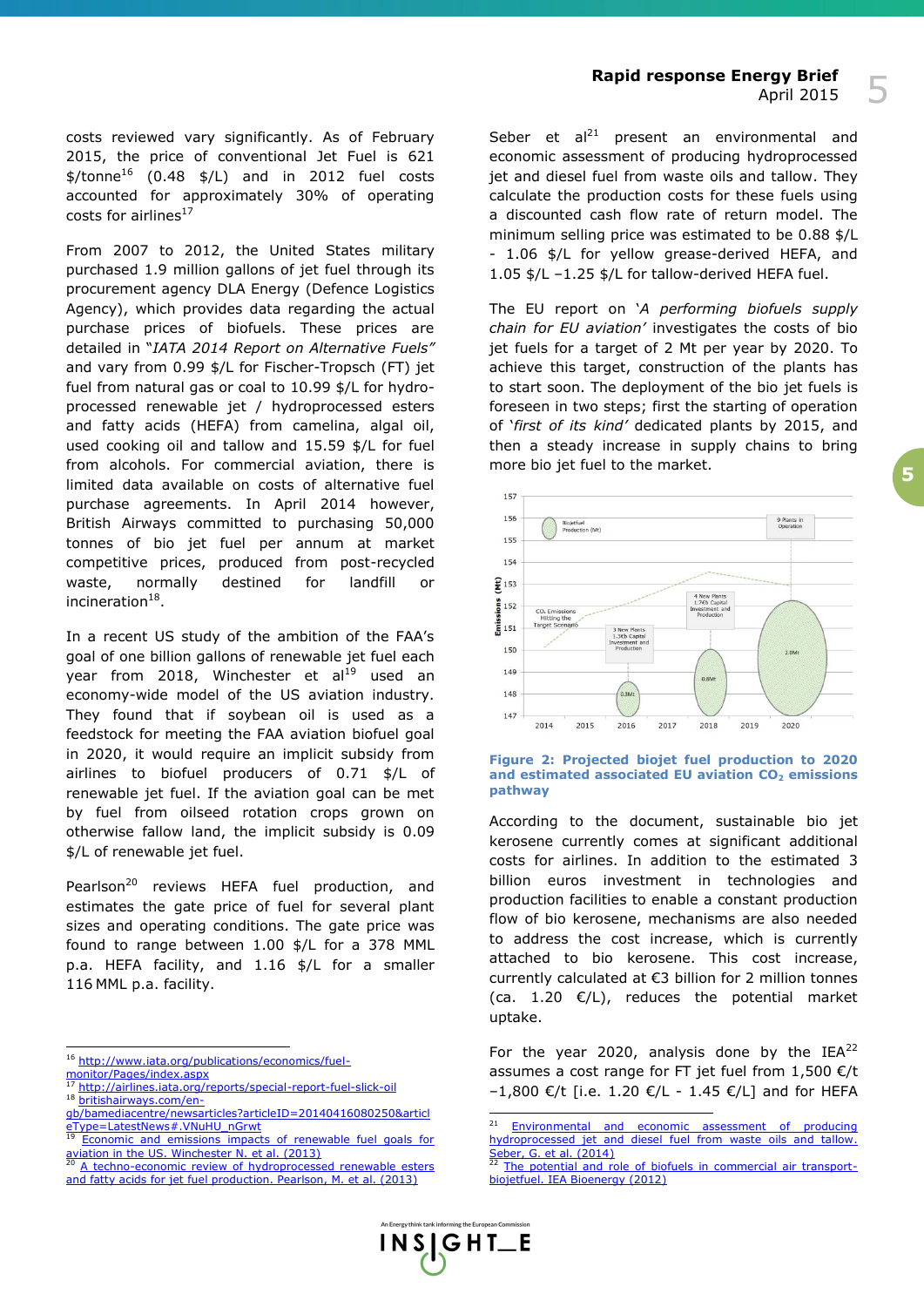costs reviewed vary significantly. As of February 2015, the price of conventional Jet Fuel is 621 $/tonne[16] (0.48 $/L) and in 2012 fuel costs accounted for approximately 30% of operating costs for airlines[17]

From 2007 to 2012, the United States military purchased 1.9 million gallons of jet fuel through its procurement agency DLA Energy (Defence Logistics Agency), which provides data regarding the actual purchase prices of biofuels. These prices are detailed in *"IATA 2014 Report on Alternative Fuels"* and vary from 0.99 $/L for Fischer-Tropsch (FT) jet fuel from natural gas or coal to 10.99 $/L for hydro-processed renewable jet / hydroprocessed esters and fatty acids (HEFA) from camelina, algal oil, used cooking oil and tallow and 15.59 $/L for fuel from alcohols. For commercial aviation, there is limited data available on costs of alternative fuel purchase agreements. In April 2014 however, British Airways committed to purchasing 50,000 tonnes of bio jet fuel per annum at market competitive prices, produced from post-recycled waste, normally destined for landfill or incineration[18].

In a recent US study of the ambition of the FAA's goal of one billion gallons of renewable jet fuel each year from 2018, Winchester et al[19] used an economy-wide model of the US aviation industry. They found that if soybean oil is used as a feedstock for meeting the FAA aviation biofuel goal in 2020, it would require an implicit subsidy from airlines to biofuel producers of 0.71 $/L of renewable jet fuel. If the aviation goal can be met by fuel from oilseed rotation crops grown on otherwise fallow land, the implicit subsidy is 0.09 $/L of renewable jet fuel.

Pearlson[20] reviews HEFA fuel production, and estimates the gate price of fuel for several plant sizes and operating conditions. The gate price was found to range between 1.00 $/L for a 378 MML p.a. HEFA facility, and 1.16 $/L for a smaller 116 MML p.a. facility.

Seber et al[21] present an environmental and economic assessment of producing hydroprocessed jet and diesel fuel from waste oils and tallow. They calculate the production costs for these fuels using a discounted cash flow rate of return model. The minimum selling price was estimated to be 0.88 $/L - 1.06 $/L for yellow grease-derived HEFA, and 1.05 $/L –1.25 $/L for tallow-derived HEFA fuel.

The EU report on *'A performing biofuels supply chain for EU aviation'* investigates the costs of bio jet fuels for a target of 2 Mt per year by 2020. To achieve this target, construction of the plants has to start soon. The deployment of the bio jet fuels is foreseen in two steps; first the starting of operation of *'first of its kind'* dedicated plants by 2015, and then a steady increase in supply chains to bring more bio jet fuel to the market.

Emissions (Mt)
157
156
155
154
153
152
151
150
149
148
147
2014 2015 2016 2017 2018 2019 2020
Biojetfuel Production (Mt)
CO₂ Emissions Hitting the Target Scenario
3 New Plants 1.3€b Capital Investment and Production
4 New Plants 1.7€b Capital Investment and Production
9 Plants in Operation
0.3Mt
0.8Mt
2.0Mt

**Figure 2: Projected biojet fuel production to 2020 and estimated associated EU aviation $CO_2$ emissions pathway**

According to the document, sustainable bio jet kerosene currently comes at significant additional costs for airlines. In addition to the estimated 3 billion euros investment in technologies and production facilities to enable a constant production flow of bio kerosene, mechanisms are also needed to address the cost increase, which is currently attached to bio kerosene. This cost increase, currently calculated at €3 billion for 2 million tonnes (ca. 1.20 €/L), reduces the potential market uptake.

For the year 2020, analysis done by the IEA[22] assumes a cost range for FT jet fuel from 1,500 €/t –1,800 €/t [i.e. 1.20 €/L - 1.45 €/L] and for HEFA

---

[16] http://www.iata.org/publications/economics/fuel-monitor/Pages/index.aspx
[17] http://airlines.iata.org/reports/special-report-fuel-slick-oil
[18] britishairways.com/en-gb/bamediacentre/newsarticles?articleID=20140416080250&articleType=LatestNews#.VNuHU_nGrwt
[19] Economic and emissions impacts of renewable fuel goals for aviation in the US. Winchester N. et al. (2013)
[20] A techno-economic review of hydroprocessed renewable esters and fatty acids for jet fuel production. Pearlson, M. et al. (2013)
[21] Environmental and economic assessment of producing hydroprocessed jet and diesel fuel from waste oils and tallow. Seber, G. et al. (2014)
[22] The potential and role of biofuels in commercial air transport-biojetfuel. IEA Bioenergy (2012)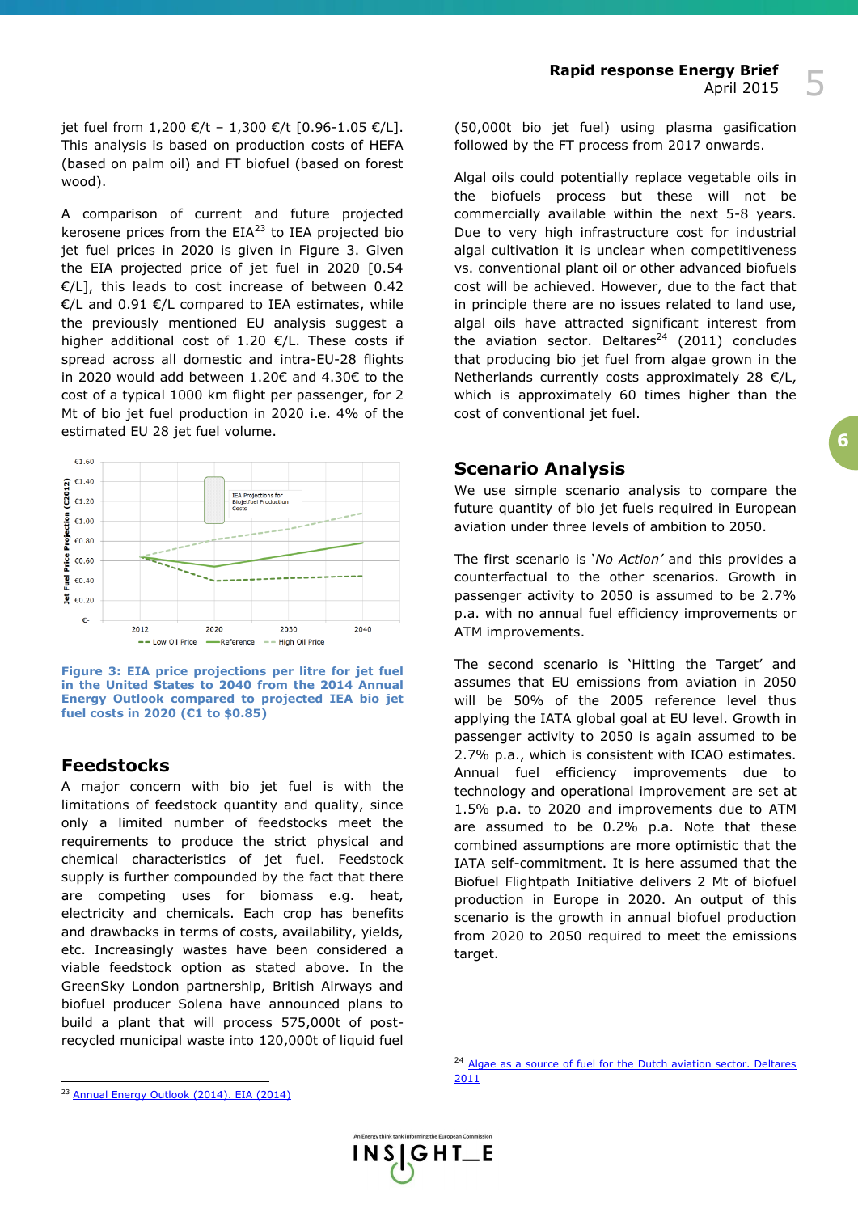jet fuel from 1,200 €/t – 1,300 €/t [0.96-1.05 €/L]. This analysis is based on production costs of HEFA (based on palm oil) and FT biofuel (based on forest wood).

A comparison of current and future projected kerosene prices from the EIA[23] to IEA projected bio jet fuel prices in 2020 is given in Figure 3. Given the EIA projected price of jet fuel in 2020 [0.54 €/L], this leads to cost increase of between 0.42 €/L and 0.91 €/L compared to IEA estimates, while the previously mentioned EU analysis suggest a higher additional cost of 1.20 €/L. These costs if spread across all domestic and intra-EU-28 flights in 2020 would add between 1.20€ and 4.30€ to the cost of a typical 1000 km flight per passenger, for 2 Mt of bio jet fuel production in 2020 i.e. 4% of the estimated EU 28 jet fuel volume.

€1.60
€1.40
€1.20
€1.00
€0.80
€0.60
€0.40
€0.20
€-
Jet Fuel Price Projection (€2012)
IEA Projections for Biojetfuel Production Costs
2012
2020
2030
2040
Low Oil Price
Reference
High Oil Price

**Figure 3: EIA price projections per litre for jet fuel in the United States to 2040 from the 2014 Annual Energy Outlook compared to projected IEA bio jet fuel costs in 2020 (€1 to $0.85)**

## Feedstocks

A major concern with bio jet fuel is with the limitations of feedstock quantity and quality, since only a limited number of feedstocks meet the requirements to produce the strict physical and chemical characteristics of jet fuel. Feedstock supply is further compounded by the fact that there are competing uses for biomass e.g. heat, electricity and chemicals. Each crop has benefits and drawbacks in terms of costs, availability, yields, etc. Increasingly wastes have been considered a viable feedstock option as stated above. In the GreenSky London partnership, British Airways and biofuel producer Solena have announced plans to build a plant that will process 575,000t of post-recycled municipal waste into 120,000t of liquid fuel (50,000t bio jet fuel) using plasma gasification followed by the FT process from 2017 onwards.

Algal oils could potentially replace vegetable oils in the biofuels process but these will not be commercially available within the next 5-8 years. Due to very high infrastructure cost for industrial algal cultivation it is unclear when competitiveness vs. conventional plant oil or other advanced biofuels cost will be achieved. However, due to the fact that in principle there are no issues related to land use, algal oils have attracted significant interest from the aviation sector. Deltares[24] (2011) concludes that producing bio jet fuel from algae grown in the Netherlands currently costs approximately 28 €/L, which is approximately 60 times higher than the cost of conventional jet fuel.

## Scenario Analysis

We use simple scenario analysis to compare the future quantity of bio jet fuels required in European aviation under three levels of ambition to 2050.

The first scenario is '*No Action*' and this provides a counterfactual to the other scenarios. Growth in passenger activity to 2050 is assumed to be 2.7% p.a. with no annual fuel efficiency improvements or ATM improvements.

The second scenario is 'Hitting the Target' and assumes that EU emissions from aviation in 2050 will be 50% of the 2005 reference level thus applying the IATA global goal at EU level. Growth in passenger activity to 2050 is again assumed to be 2.7% p.a., which is consistent with ICAO estimates. Annual fuel efficiency improvements due to technology and operational improvement are set at 1.5% p.a. to 2020 and improvements due to ATM are assumed to be 0.2% p.a. Note that these combined assumptions are more optimistic that the IATA self-commitment. It is here assumed that the Biofuel Flightpath Initiative delivers 2 Mt of biofuel production in Europe in 2020. An output of this scenario is the growth in annual biofuel production from 2020 to 2050 required to meet the emissions target.

[23] Annual Energy Outlook (2014). EIA (2014)

[24] Algae as a source of fuel for the Dutch aviation sector. Deltares 2011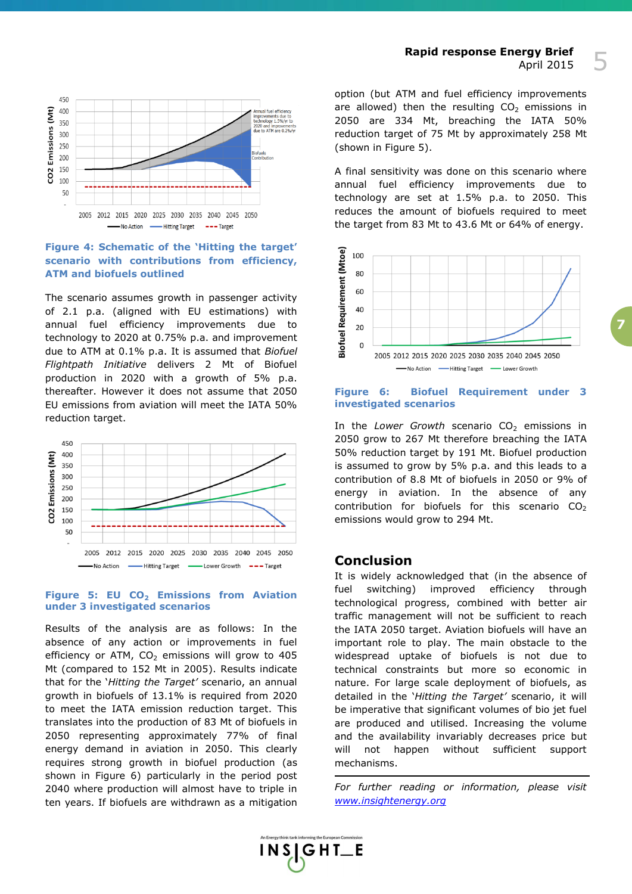2005 2012 2015 2020 2025 2030 2035 2040 2045 2050

CO2 Emissions (Mt)

450
400
350
300
250
200
150
100
50
-

Annual fuel efficiency improvements due to technology 1.5%/yr to 2020 and improvements due to ATM are 0.2%/yr

Biofuels Contribution

No Action
Hitting Target
Target

**Figure 4: Schematic of the 'Hitting the target' scenario with contributions from efficiency, ATM and biofuels outlined**

The scenario assumes growth in passenger activity of 2.1 p.a. (aligned with EU estimations) with annual fuel efficiency improvements due to technology to 2020 at 0.75% p.a. and improvement due to ATM at 0.1% p.a. It is assumed that *Biofuel Flightpath Initiative* delivers 2 Mt of Biofuel production in 2020 with a growth of 5% p.a. thereafter. However it does not assume that 2050 EU emissions from aviation will meet the IATA 50% reduction target.

CO2 Emissions (Mt)

450
400
350
300
250
200
150
100
50
-

2005 2012 2015 2020 2025 2030 2035 2040 2045 2050

No Action
Hitting Target
Lower Growth
Target

**Figure 5: EU $CO_2$ Emissions from Aviation under 3 investigated scenarios**

Results of the analysis are as follows: In the absence of any action or improvements in fuel efficiency or ATM, $CO_2$ emissions will grow to 405 Mt (compared to 152 Mt in 2005). Results indicate that for the '*Hitting the Target'* scenario, an annual growth in biofuels of 13.1% is required from 2020 to meet the IATA emission reduction target. This translates into the production of 83 Mt of biofuels in 2050 representing approximately 77% of final energy demand in aviation in 2050. This clearly requires strong growth in biofuel production (as shown in Figure 6) particularly in the period post 2040 where production will almost have to triple in ten years. If biofuels are withdrawn as a mitigation option (but ATM and fuel efficiency improvements are allowed) then the resulting $CO_2$ emissions in 2050 are 334 Mt, breaching the IATA 50% reduction target of 75 Mt by approximately 258 Mt (shown in Figure 5).

A final sensitivity was done on this scenario where annual fuel efficiency improvements due to technology are set at 1.5% p.a. to 2050. This reduces the amount of biofuels required to meet the target from 83 Mt to 43.6 Mt or 64% of energy.

Biofuel Requirement (Mtoe)

100
80
60
40
20
0

2005 2012 2015 2020 2025 2030 2035 2040 2045 2050

No Action
Hitting Target
Lower Growth

**Figure 6: Biofuel Requirement under 3 investigated scenarios**

In the *Lower Growth* scenario $CO_2$ emissions in 2050 grow to 267 Mt therefore breaching the IATA 50% reduction target by 191 Mt. Biofuel production is assumed to grow by 5% p.a. and this leads to a contribution of 8.8 Mt of biofuels in 2050 or 9% of energy in aviation. In the absence of any contribution for biofuels for this scenario $CO_2$ emissions would grow to 294 Mt.

## Conclusion

It is widely acknowledged that (in the absence of fuel switching) improved efficiency through technological progress, combined with better air traffic management will not be sufficient to reach the IATA 2050 target. Aviation biofuels will have an important role to play. The main obstacle to the widespread uptake of biofuels is not due to technical constraints but more so economic in nature. For large scale deployment of biofuels, as detailed in the '*Hitting the Target'* scenario, it will be imperative that significant volumes of bio jet fuel are produced and utilised. Increasing the volume and the availability invariably decreases price but will not happen without sufficient support mechanisms.

*For further reading or information, please visit [www.insightenergy.org](www.insightenergy.org)*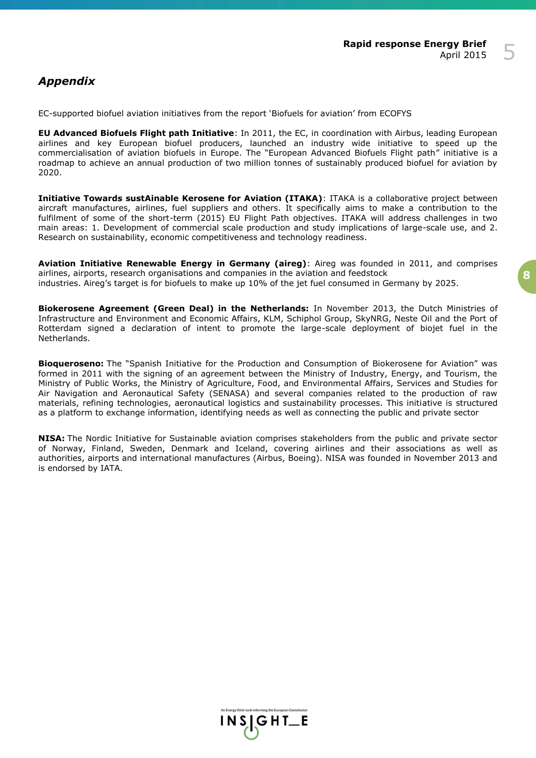## *Appendix*

EC-supported biofuel aviation initiatives from the report 'Biofuels for aviation' from ECOFYS

**EU Advanced Biofuels Flight path Initiative**: In 2011, the EC, in coordination with Airbus, leading European airlines and key European biofuel producers, launched an industry wide initiative to speed up the commercialisation of aviation biofuels in Europe. The "European Advanced Biofuels Flight path" initiative is a roadmap to achieve an annual production of two million tonnes of sustainably produced biofuel for aviation by 2020.

**Initiative Towards sustAinable Kerosene for Aviation (ITAKA)**: ITAKA is a collaborative project between aircraft manufactures, airlines, fuel suppliers and others. It specifically aims to make a contribution to the fulfilment of some of the short-term (2015) EU Flight Path objectives. ITAKA will address challenges in two main areas: 1. Development of commercial scale production and study implications of large-scale use, and 2. Research on sustainability, economic competitiveness and technology readiness.

**Aviation Initiative Renewable Energy in Germany (aireg)**: Aireg was founded in 2011, and comprises airlines, airports, research organisations and companies in the aviation and feedstock industries. Aireg's target is for biofuels to make up 10% of the jet fuel consumed in Germany by 2025.

**Biokerosene Agreement (Green Deal) in the Netherlands:** In November 2013, the Dutch Ministries of Infrastructure and Environment and Economic Affairs, KLM, Schiphol Group, SkyNRG, Neste Oil and the Port of Rotterdam signed a declaration of intent to promote the large-scale deployment of biojet fuel in the Netherlands.

**Bioqueroseno:** The "Spanish Initiative for the Production and Consumption of Biokerosene for Aviation" was formed in 2011 with the signing of an agreement between the Ministry of Industry, Energy, and Tourism, the Ministry of Public Works, the Ministry of Agriculture, Food, and Environmental Affairs, Services and Studies for Air Navigation and Aeronautical Safety (SENASA) and several companies related to the production of raw materials, refining technologies, aeronautical logistics and sustainability processes. This initiative is structured as a platform to exchange information, identifying needs as well as connecting the public and private sector

**NISA:** The Nordic Initiative for Sustainable aviation comprises stakeholders from the public and private sector of Norway, Finland, Sweden, Denmark and Iceland, covering airlines and their associations as well as authorities, airports and international manufactures (Airbus, Boeing). NISA was founded in November 2013 and is endorsed by IATA.